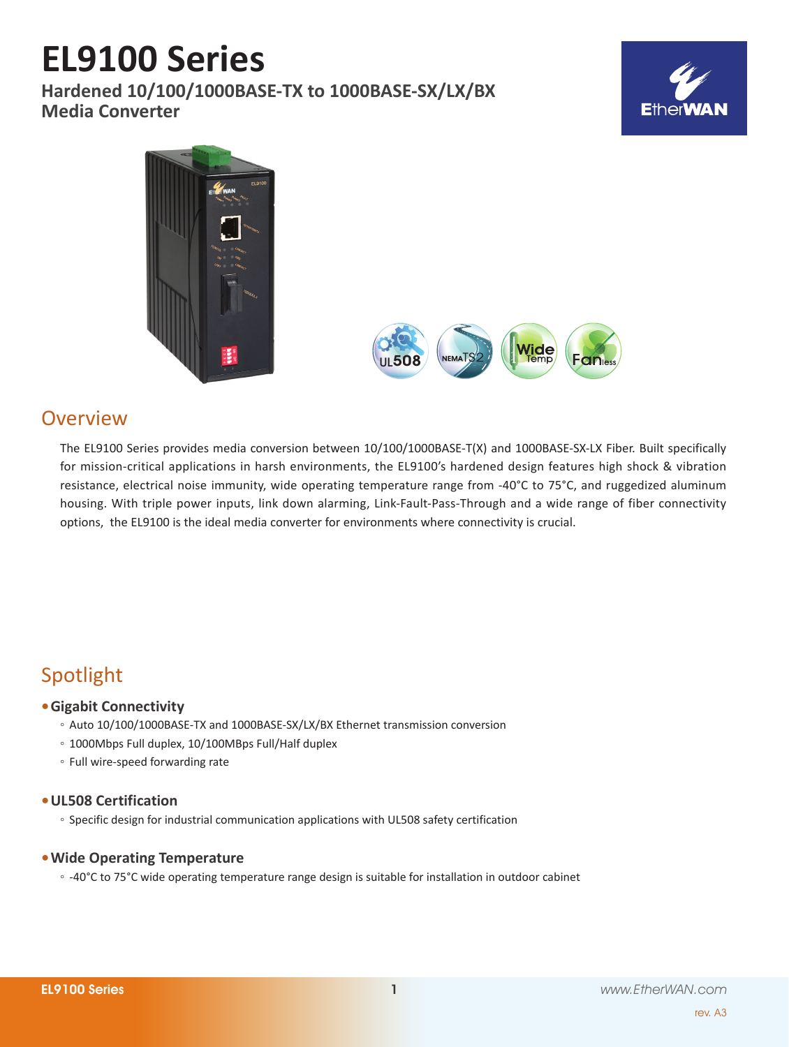# EL9100 Series

**Hardened 10/100/1000BASE-TX to 1000BASE-SX/LX/BX Media Converter**

## Overview

The EL9100 Series provides media conversion between 10/100/1000BASE-T(X) and 1000BASE-SX-LX Fiber. Built specifically for mission-critical applications in harsh environments, the EL9100's hardened design features high shock & vibration resistance, electrical noise immunity, wide operating temperature range from -40°C to 75°C, and ruggedized aluminum housing. With triple power inputs, link down alarming, Link-Fault-Pass-Through and a wide range of fiber connectivity options, the EL9100 is the ideal media converter for environments where connectivity is crucial.

## Spotlight

### Gigabit Connectivity

- Auto 10/100/1000BASE-TX and 1000BASE-SX/LX/BX Ethernet transmission conversion
- 1000Mbps Full duplex, 10/100MBps Full/Half duplex
- Full wire-speed forwarding rate

### UL508 Certification

- Specific design for industrial communication applications with UL508 safety certification

### Wide Operating Temperature

- -40°C to 75°C wide operating temperature range design is suitable for installation in outdoor cabinet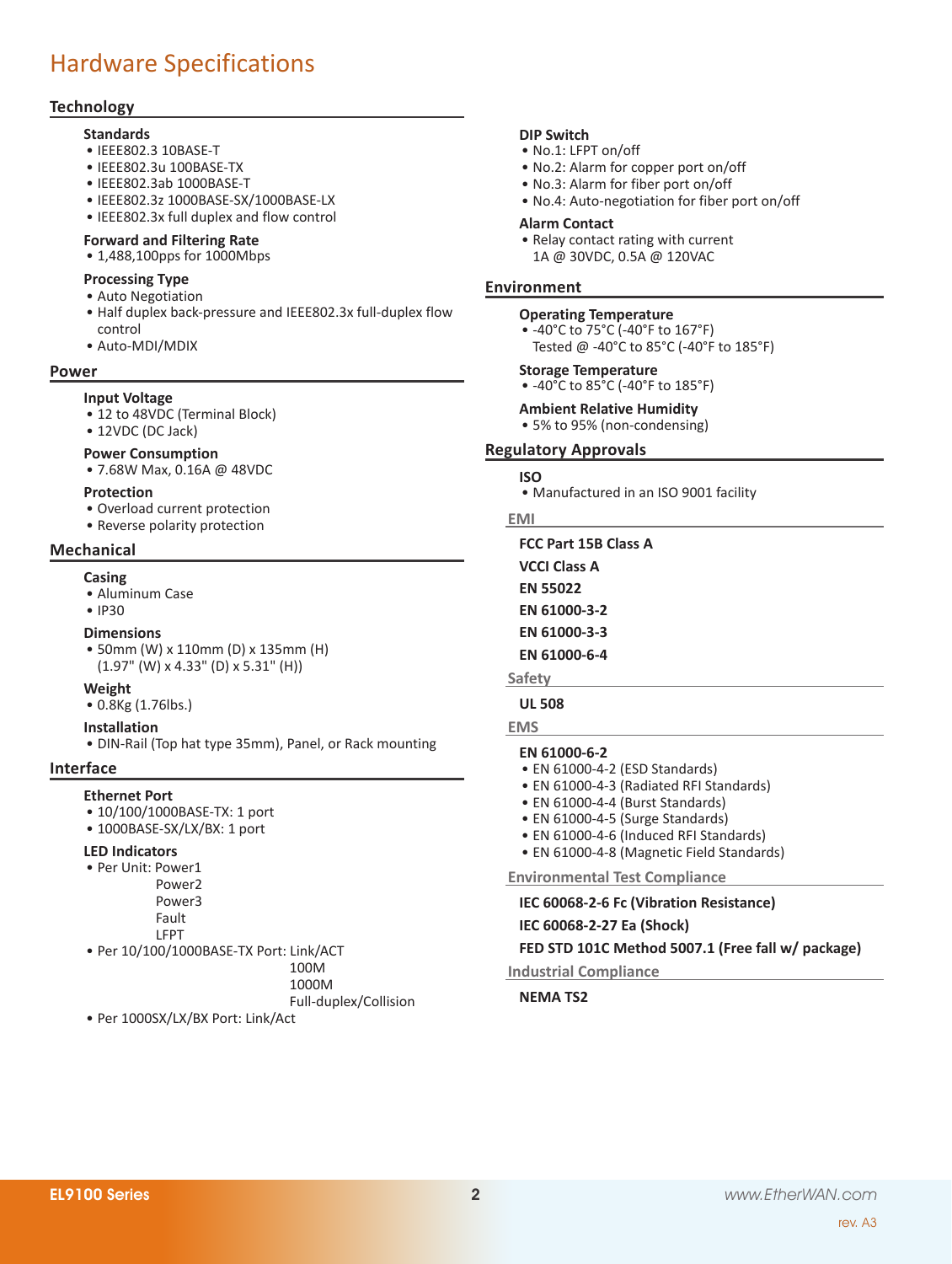# Hardware Specifications

## Technology

### Standards
- IEEE802.3 10BASE-T
- IEEE802.3u 100BASE-TX
- IEEE802.3ab 1000BASE-T
- IEEE802.3z 1000BASE-SX/1000BASE-LX
- IEEE802.3x full duplex and flow control

### Forward and Filtering Rate
- 1,488,100pps for 1000Mbps

### Processing Type
- Auto Negotiation
- Half duplex back-pressure and IEEE802.3x full-duplex flow control
- Auto-MDI/MDIX

## Power

### Input Voltage
- 12 to 48VDC (Terminal Block)
- 12VDC (DC Jack)

### Power Consumption
- 7.68W Max, 0.16A @ 48VDC

### Protection
- Overload current protection
- Reverse polarity protection

## Mechanical

### Casing
- Aluminum Case
- IP30

### Dimensions
- 50mm (W) x 110mm (D) x 135mm (H)
  (1.97" (W) x 4.33" (D) x 5.31" (H))

### Weight
- 0.8Kg (1.76lbs.)

### Installation
- DIN-Rail (Top hat type 35mm), Panel, or Rack mounting

## Interface

### Ethernet Port
- 10/100/1000BASE-TX: 1 port
- 1000BASE-SX/LX/BX: 1 port

### LED Indicators
- Per Unit: Power1
  Power2
  Power3
  Fault
  LFPT
- Per 10/100/1000BASE-TX Port: Link/ACT
  100M
  1000M
  Full-duplex/Collision
- Per 1000SX/LX/BX Port: Link/Act

### DIP Switch
- No.1: LFPT on/off
- No.2: Alarm for copper port on/off
- No.3: Alarm for fiber port on/off
- No.4: Auto-negotiation for fiber port on/off

### Alarm Contact
- Relay contact rating with current
  1A @ 30VDC, 0.5A @ 120VAC

## Environment

### Operating Temperature
- -40°C to 75°C (-40°F to 167°F)
  Tested @ -40°C to 85°C (-40°F to 185°F)

### Storage Temperature
- -40°C to 85°C (-40°F to 185°F)

### Ambient Relative Humidity
- 5% to 95% (non-condensing)

## Regulatory Approvals

### ISO
- Manufactured in an ISO 9001 facility

### EMI

**FCC Part 15B Class A**

**VCCI Class A**

**EN 55022**

**EN 61000-3-2**

**EN 61000-3-3**

**EN 61000-6-4**

### Safety

**UL 508**

### EMS

**EN 61000-6-2**
- EN 61000-4-2 (ESD Standards)
- EN 61000-4-3 (Radiated RFI Standards)
- EN 61000-4-4 (Burst Standards)
- EN 61000-4-5 (Surge Standards)
- EN 61000-4-6 (Induced RFI Standards)
- EN 61000-4-8 (Magnetic Field Standards)

### Environmental Test Compliance

**IEC 60068-2-6 Fc (Vibration Resistance)**

**IEC 60068-2-27 Ea (Shock)**

**FED STD 101C Method 5007.1 (Free fall w/ package)**

### Industrial Compliance

**NEMA TS2**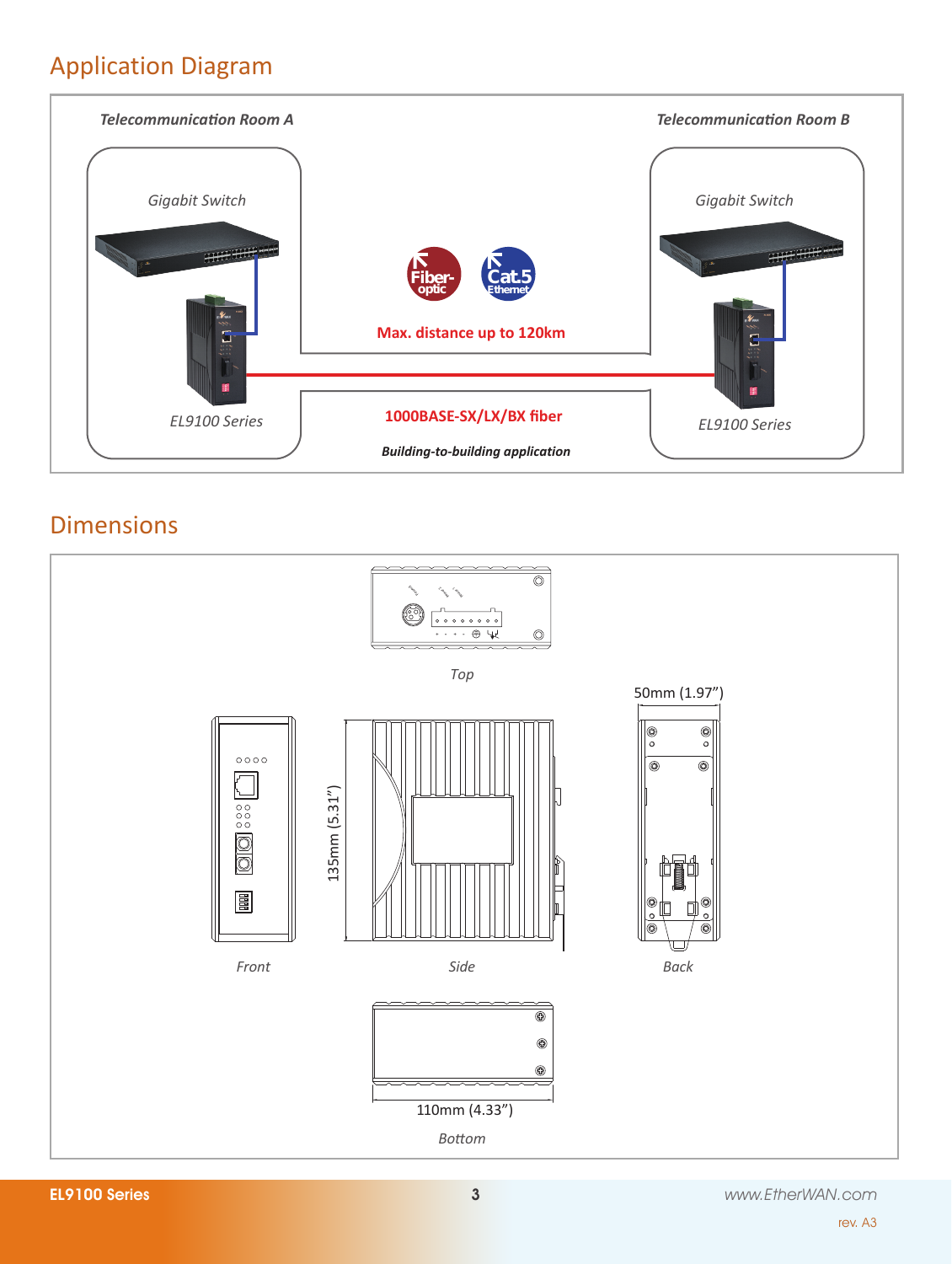## Application Diagram

*Telecommunication Room A*

*Gigabit Switch*

*EL9100 Series*

*Telecommunication Room B*

*Gigabit Switch*

*EL9100 Series*

Fiber-optic

Cat.5 Ethernet

**Max. distance up to 120km**

**1000BASE-SX/LX/BX fiber**

***Building-to-building application***

## Dimensions

*Top*

50mm (1.97")

135mm (5.31")

*Front*

*Side*

*Back*

110mm (4.33")

*Bottom*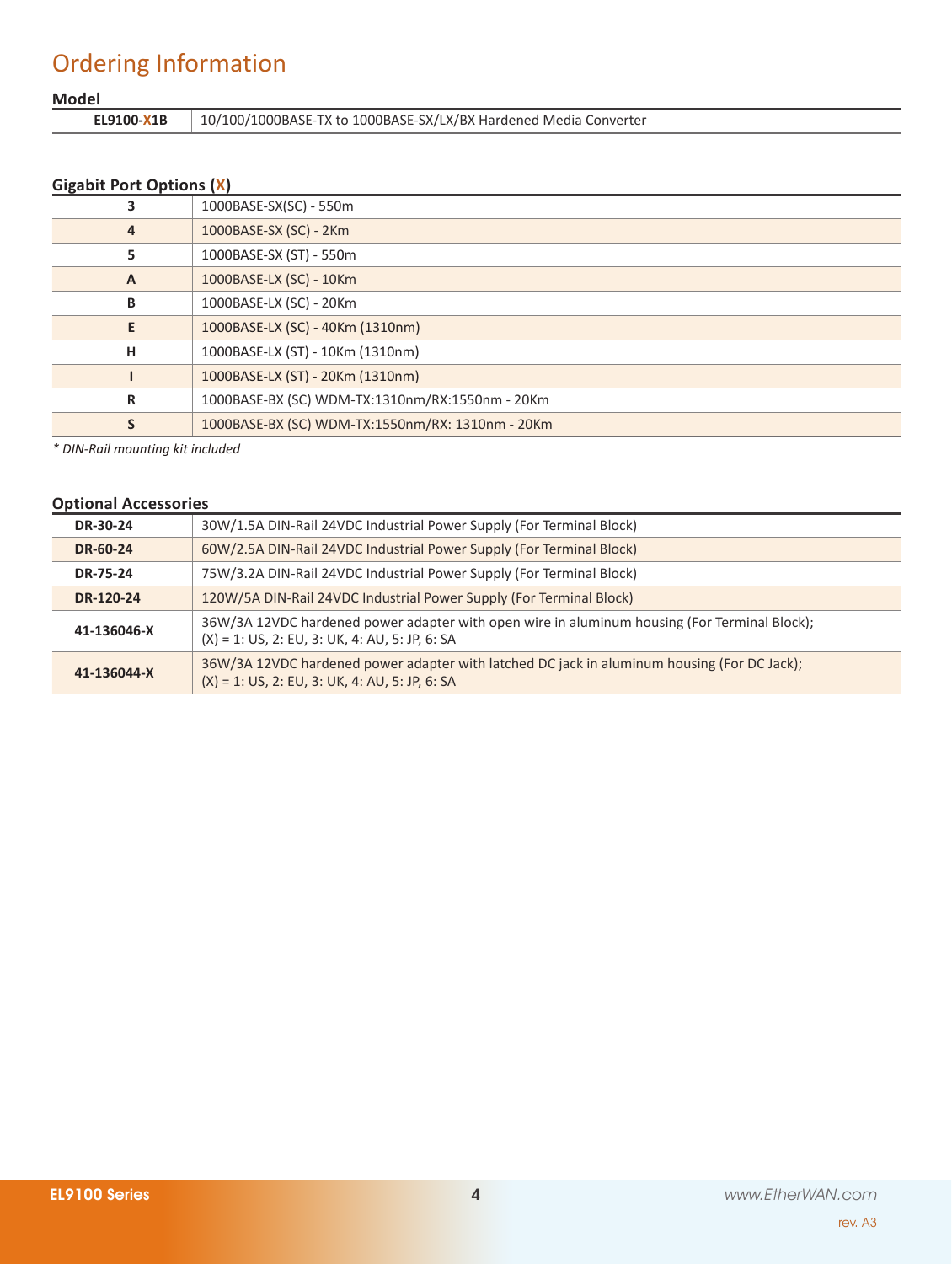# Ordering Information

### Model

| | |
|---|---|
| **EL9100-X1B** | 10/100/1000BASE-TX to 1000BASE-SX/LX/BX Hardened Media Converter |

### Gigabit Port Options (X)

| | |
|---|---|
| **3** | 1000BASE-SX(SC) - 550m |
| **4** | 1000BASE-SX (SC) - 2Km |
| **5** | 1000BASE-SX (ST) - 550m |
| **A** | 1000BASE-LX (SC) - 10Km |
| **B** | 1000BASE-LX (SC) - 20Km |
| **E** | 1000BASE-LX (SC) - 40Km (1310nm) |
| **H** | 1000BASE-LX (ST) - 10Km (1310nm) |
| **I** | 1000BASE-LX (ST) - 20Km (1310nm) |
| **R** | 1000BASE-BX (SC) WDM-TX:1310nm/RX:1550nm - 20Km |
| **S** | 1000BASE-BX (SC) WDM-TX:1550nm/RX: 1310nm - 20Km |

*\* DIN-Rail mounting kit included*

### Optional Accessories

| | |
|---|---|
| **DR-30-24** | 30W/1.5A DIN-Rail 24VDC Industrial Power Supply (For Terminal Block) |
| **DR-60-24** | 60W/2.5A DIN-Rail 24VDC Industrial Power Supply (For Terminal Block) |
| **DR-75-24** | 75W/3.2A DIN-Rail 24VDC Industrial Power Supply (For Terminal Block) |
| **DR-120-24** | 120W/5A DIN-Rail 24VDC Industrial Power Supply (For Terminal Block) |
| **41-136046-X** | 36W/3A 12VDC hardened power adapter with open wire in aluminum housing (For Terminal Block); (X) = 1: US, 2: EU, 3: UK, 4: AU, 5: JP, 6: SA |
| **41-136044-X** | 36W/3A 12VDC hardened power adapter with latched DC jack in aluminum housing (For DC Jack); (X) = 1: US, 2: EU, 3: UK, 4: AU, 5: JP, 6: SA |